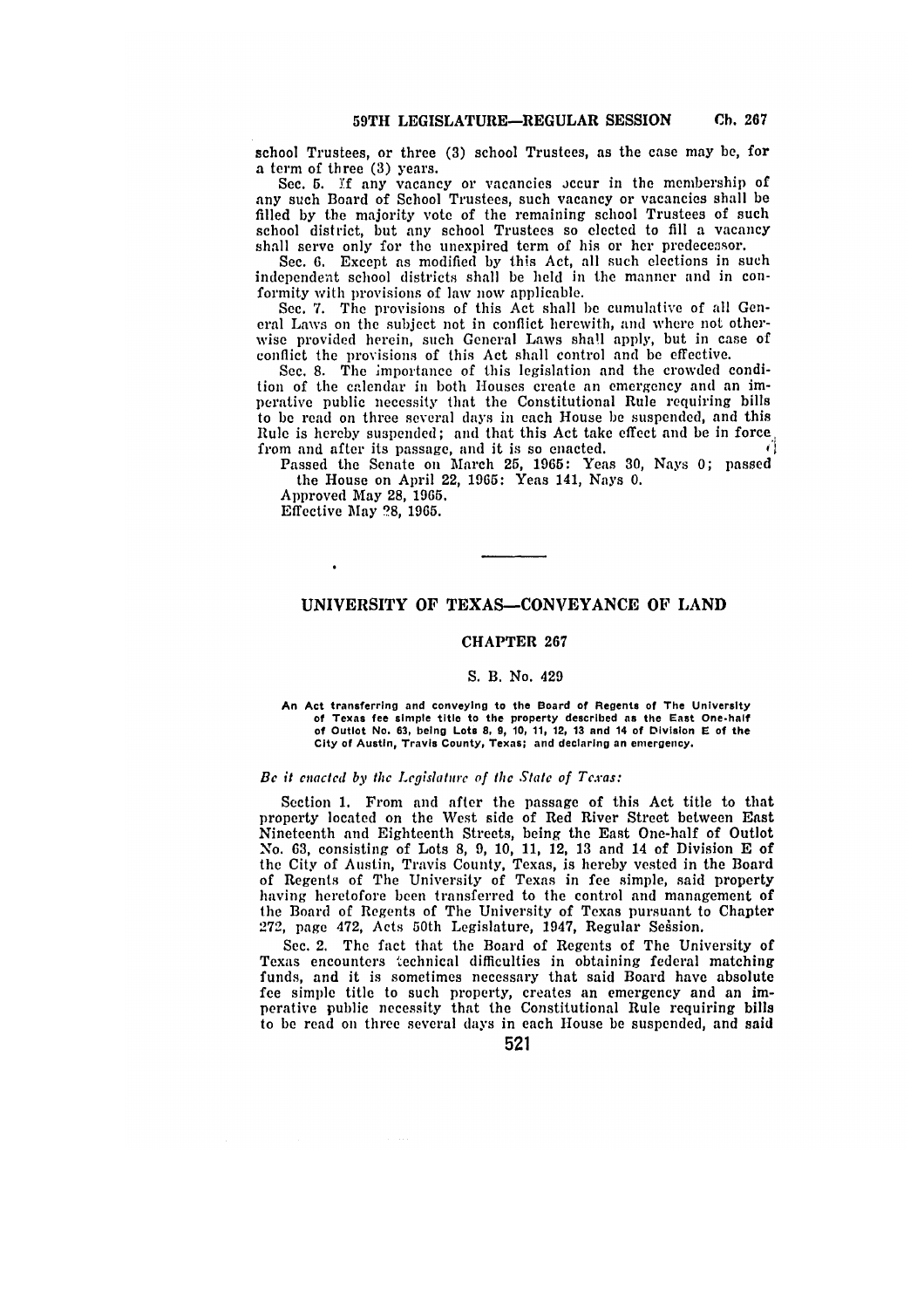school Trustees, or three (3) school Trustees, as the case may be, for a term of three (3) years.

Sec. 5. If any vacancy or vacancies occur in the membership of any such Board of School Trustees, such vacancy or vacancies shall be filled by the majority vote of the remaining school Trustees of such school district, but any school Trustees so elected to fill a vacancy shall serve only for the unexpired term of his or her predecessor.

Sec. 6. Except as modified by this Act, all such elections in such independent school districts shall be held in the manner and in conformity with provisions of law now applicable.

Sec. 7. The provisions of this Act shall be cumulative of all General Laws on the subject not in conflict herewith, and where not otherwise provided herein, such General Laws shall apply, but in case of conflict the provisions of this Act shall control and be effective.

Sec. 8. The importance of this legislation and the crowded condition of the calendar in both Houses create an emergency and an imperative public necessity that the Constitutional Rule requiring bills to be read on three several days in each House be suspended, and this Rule is hereby suspended; and that this Act take effect and be in force from and after its passage, and it is so enacted.

Passed the Senate on March 25, 1965: Yeas 30, Nays 0; passed the House on April 22, 1965: Yeas 141, Nays 0.

Approved May 28, 1965.

Effective May 28, 1965.

---

## UNIVERSITY OF TEXAS—CONVEYANCE OF LAND

### CHAPTER 267

#### S. B. No. 429

**An Act transferring and conveying to the Board of Regents of The University of Texas fee simple title to the property described as the East One-half of Outlot No. 63, being Lots 8, 9, 10, 11, 12, 13 and 14 of Division E of the City of Austin, Travis County, Texas; and declaring an emergency.**

*Be it enacted by the Legislature of the State of Texas:*

Section 1. From and after the passage of this Act title to that property located on the West side of Red River Street between East Nineteenth and Eighteenth Streets, being the East One-half of Outlot No. 63, consisting of Lots 8, 9, 10, 11, 12, 13 and 14 of Division E of the City of Austin, Travis County, Texas, is hereby vested in the Board of Regents of The University of Texas in fee simple, said property having heretofore been transferred to the control and management of the Board of Regents of The University of Texas pursuant to Chapter 272, page 472, Acts 50th Legislature, 1947, Regular Session.

Sec. 2. The fact that the Board of Regents of The University of Texas encounters technical difficulties in obtaining federal matching funds, and it is sometimes necessary that said Board have absolute fee simple title to such property, creates an emergency and an imperative public necessity that the Constitutional Rule requiring bills to be read on three several days in each House be suspended, and said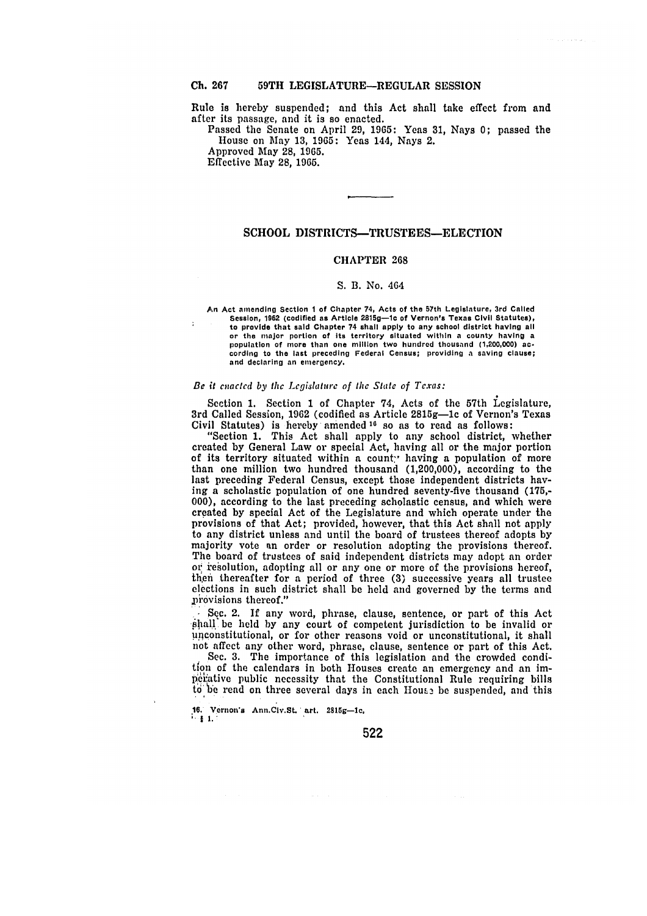Rule is hereby suspended; and this Act shall take effect from and after its passage, and it is so enacted.

Passed the Senate on April 29, 1965: Yeas 31, Nays 0; passed the House on May 13, 1965: Yeas 144, Nays 2.

Approved May 28, 1965.

Effective May 28, 1965.

---

## SCHOOL DISTRICTS—TRUSTEES—ELECTION

### CHAPTER 268

#### S. B. No. 464

An Act amending Section 1 of Chapter 74, Acts of the 57th Legislature, 3rd Called Session, 1962 (codified as Article 2815g—1c of Vernon's Texas Civil Statutes), to provide that said Chapter 74 shall apply to any school district having all or the major portion of its territory situated within a county having a population of more than one million two hundred thousand (1,200,000) according to the last preceding Federal Census; providing a saving clause; and declaring an emergency.

*Be it enacted by the Legislature of the State of Texas:*

Section 1. Section 1 of Chapter 74, Acts of the 57th Legislature, 3rd Called Session, 1962 (codified as Article 2815g—1c of Vernon's Texas Civil Statutes) is hereby amended[16] so as to read as follows:

"Section 1. This Act shall apply to any school district, whether created by General Law or special Act, having all or the major portion of its territory situated within a county having a population of more than one million two hundred thousand (1,200,000), according to the last preceding Federal Census, except those independent districts having a scholastic population of one hundred seventy-five thousand (175,-000), according to the last preceding scholastic census, and which were created by special Act of the Legislature and which operate under the provisions of that Act; provided, however, that this Act shall not apply to any district unless and until the board of trustees thereof adopts by majority vote an order or resolution adopting the provisions thereof. The board of trustees of said independent districts may adopt an order or resolution, adopting all or any one or more of the provisions hereof, then thereafter for a period of three (3) successive years all trustee elections in such district shall be held and governed by the terms and provisions thereof."

Sec. 2. If any word, phrase, clause, sentence, or part of this Act shall be held by any court of competent jurisdiction to be invalid or unconstitutional, or for other reasons void or unconstitutional, it shall not affect any other word, phrase, clause, sentence or part of this Act.

Sec. 3. The importance of this legislation and the crowded condition of the calendars in both Houses create an emergency and an imperative public necessity that the Constitutional Rule requiring bills to be read on three several days in each House be suspended, and this

16. Vernon's Ann.Civ.St. art. 2815g—1c, § 1.